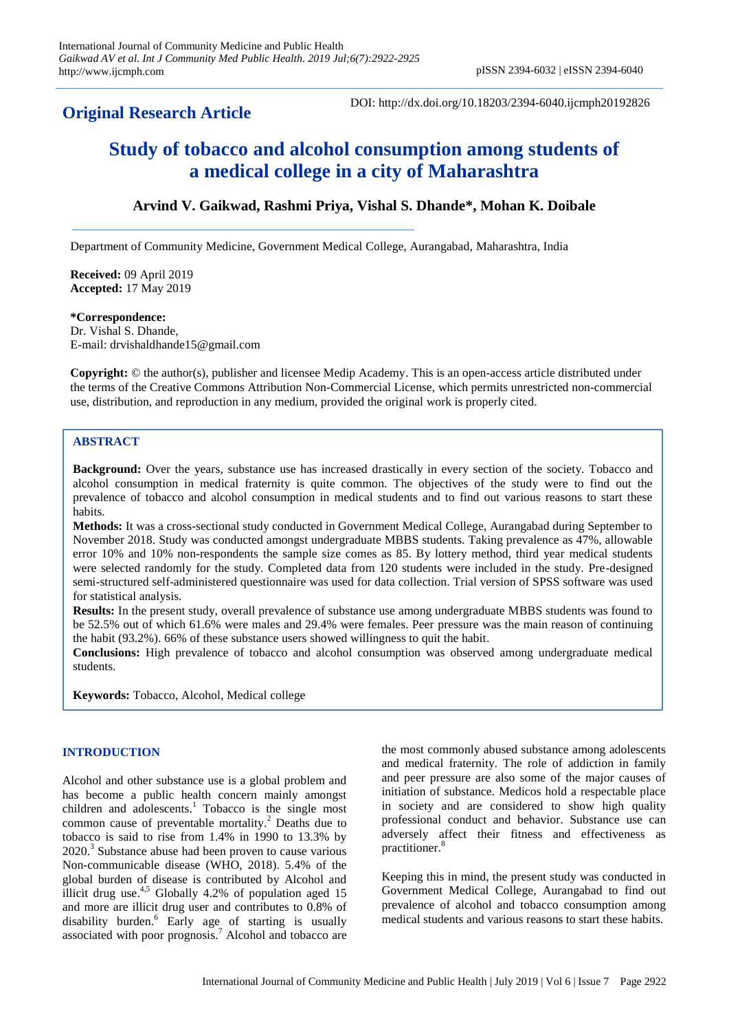**Original Research Article**

DOI: http://dx.doi.org/10.18203/2394-6040.ijcmph20192826

# Study of tobacco and alcohol consumption among students of a medical college in a city of Maharashtra

**Arvind V. Gaikwad, Rashmi Priya, Vishal S. Dhande\*, Mohan K. Doibale**

Department of Community Medicine, Government Medical College, Aurangabad, Maharashtra, India

**Received:** 09 April 2019
**Accepted:** 17 May 2019

**\*Correspondence:**
Dr. Vishal S. Dhande,
E-mail: drvishaldhande15@gmail.com

**Copyright:** © the author(s), publisher and licensee Medip Academy. This is an open-access article distributed under the terms of the Creative Commons Attribution Non-Commercial License, which permits unrestricted non-commercial use, distribution, and reproduction in any medium, provided the original work is properly cited.

## ABSTRACT

**Background:** Over the years, substance use has increased drastically in every section of the society. Tobacco and alcohol consumption in medical fraternity is quite common. The objectives of the study were to find out the prevalence of tobacco and alcohol consumption in medical students and to find out various reasons to start these habits.

**Methods:** It was a cross-sectional study conducted in Government Medical College, Aurangabad during September to November 2018. Study was conducted amongst undergraduate MBBS students. Taking prevalence as 47%, allowable error 10% and 10% non-respondents the sample size comes as 85. By lottery method, third year medical students were selected randomly for the study. Completed data from 120 students were included in the study. Pre-designed semi-structured self-administered questionnaire was used for data collection. Trial version of SPSS software was used for statistical analysis.

**Results:** In the present study, overall prevalence of substance use among undergraduate MBBS students was found to be 52.5% out of which 61.6% were males and 29.4% were females. Peer pressure was the main reason of continuing the habit (93.2%). 66% of these substance users showed willingness to quit the habit.

**Conclusions:** High prevalence of tobacco and alcohol consumption was observed among undergraduate medical students.

**Keywords:** Tobacco, Alcohol, Medical college

## INTRODUCTION

Alcohol and other substance use is a global problem and has become a public health concern mainly amongst children and adolescents.[1] Tobacco is the single most common cause of preventable mortality.[2] Deaths due to tobacco is said to rise from 1.4% in 1990 to 13.3% by 2020.[3] Substance abuse had been proven to cause various Non-communicable disease (WHO, 2018). 5.4% of the global burden of disease is contributed by Alcohol and illicit drug use.[4,5] Globally 4.2% of population aged 15 and more are illicit drug user and contributes to 0.8% of disability burden.[6] Early age of starting is usually associated with poor prognosis.[7] Alcohol and tobacco are the most commonly abused substance among adolescents and medical fraternity. The role of addiction in family and peer pressure are also some of the major causes of initiation of substance. Medicos hold a respectable place in society and are considered to show high quality professional conduct and behavior. Substance use can adversely affect their fitness and effectiveness as practitioner.[8]

Keeping this in mind, the present study was conducted in Government Medical College, Aurangabad to find out prevalence of alcohol and tobacco consumption among medical students and various reasons to start these habits.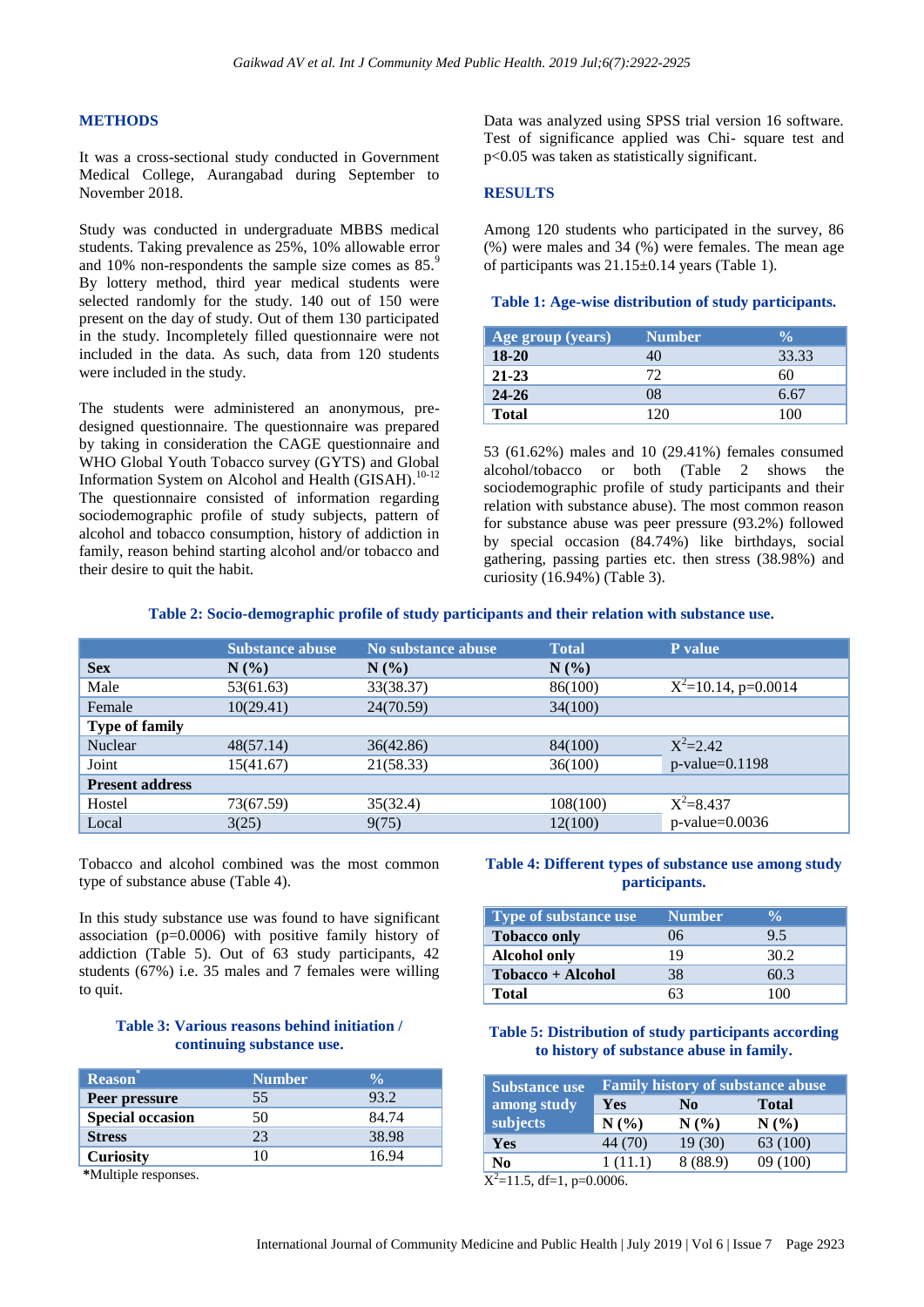## METHODS

It was a cross-sectional study conducted in Government Medical College, Aurangabad during September to November 2018.

Study was conducted in undergraduate MBBS medical students. Taking prevalence as 25%, 10% allowable error and 10% non-respondents the sample size comes as 85.[9] By lottery method, third year medical students were selected randomly for the study. 140 out of 150 were present on the day of study. Out of them 130 participated in the study. Incompletely filled questionnaire were not included in the data. As such, data from 120 students were included in the study.

The students were administered an anonymous, pre-designed questionnaire. The questionnaire was prepared by taking in consideration the CAGE questionnaire and WHO Global Youth Tobacco survey (GYTS) and Global Information System on Alcohol and Health (GISAH).[10-12] The questionnaire consisted of information regarding sociodemographic profile of study subjects, pattern of alcohol and tobacco consumption, history of addiction in family, reason behind starting alcohol and/or tobacco and their desire to quit the habit.

Data was analyzed using SPSS trial version 16 software. Test of significance applied was Chi- square test and $p<0.05$ was taken as statistically significant.

## RESULTS

Among 120 students who participated in the survey, 86 (%) were males and 34 (%) were females. The mean age of participants was 21.15±0.14 years (Table 1).

**Table 1: Age-wise distribution of study participants.**

| Age group (years) | Number | % |
|---|---|---|
| **18-20** | 40 | 33.33 |
| **21-23** | 72 | 60 |
| **24-26** | 08 | 6.67 |
| **Total** | 120 | 100 |

53 (61.62%) males and 10 (29.41%) females consumed alcohol/tobacco or both (Table 2 shows the sociodemographic profile of study participants and their relation with substance abuse). The most common reason for substance abuse was peer pressure (93.2%) followed by special occasion (84.74%) like birthdays, social gathering, passing parties etc. then stress (38.98%) and curiosity (16.94%) (Table 3).

**Table 2: Socio-demographic profile of study participants and their relation with substance use.**

| | Substance abuse | No substance abuse | Total | P value |
|---|---|---|---|---|
| **Sex** | **N (%)** | **N (%)** | **N (%)** | |
| Male | 53(61.63) | 33(38.37) | 86(100) | $X^2$=10.14, p=0.0014 |
| Female | 10(29.41) | 24(70.59) | 34(100) | |
| **Type of family** | | | | |
| Nuclear | 48(57.14) | 36(42.86) | 84(100) | $X^2$=2.42 |
| Joint | 15(41.67) | 21(58.33) | 36(100) | p-value=0.1198 |
| **Present address** | | | | |
| Hostel | 73(67.59) | 35(32.4) | 108(100) | $X^2$=8.437 |
| Local | 3(25) | 9(75) | 12(100) | p-value=0.0036 |

Tobacco and alcohol combined was the most common type of substance abuse (Table 4).

In this study substance use was found to have significant association (p=0.0006) with positive family history of addiction (Table 5). Out of 63 study participants, 42 students (67%) i.e. 35 males and 7 females were willing to quit.

**Table 3: Various reasons behind initiation / continuing substance use.**

| Reason* | Number | % |
|---|---|---|
| **Peer pressure** | 55 | 93.2 |
| **Special occasion** | 50 | 84.74 |
| **Stress** | 23 | 38.98 |
| **Curiosity** | 10 | 16.94 |

*Multiple responses.

**Table 4: Different types of substance use among study participants.**

| Type of substance use | Number | % |
|---|---|---|
| **Tobacco only** | 06 | 9.5 |
| **Alcohol only** | 19 | 30.2 |
| **Tobacco + Alcohol** | 38 | 60.3 |
| **Total** | 63 | 100 |

**Table 5: Distribution of study participants according to history of substance abuse in family.**

| Substance use among study subjects | Family history of substance abuse | | |
|---|---|---|---|
| | **Yes** | **No** | **Total** |
| | **N (%)** | **N (%)** | **N (%)** |
| **Yes** | 44 (70) | 19 (30) | 63 (100) |
| **No** | 1 (11.1) | 8 (88.9) | 09 (100) |

$X^2$=11.5, df=1, p=0.0006.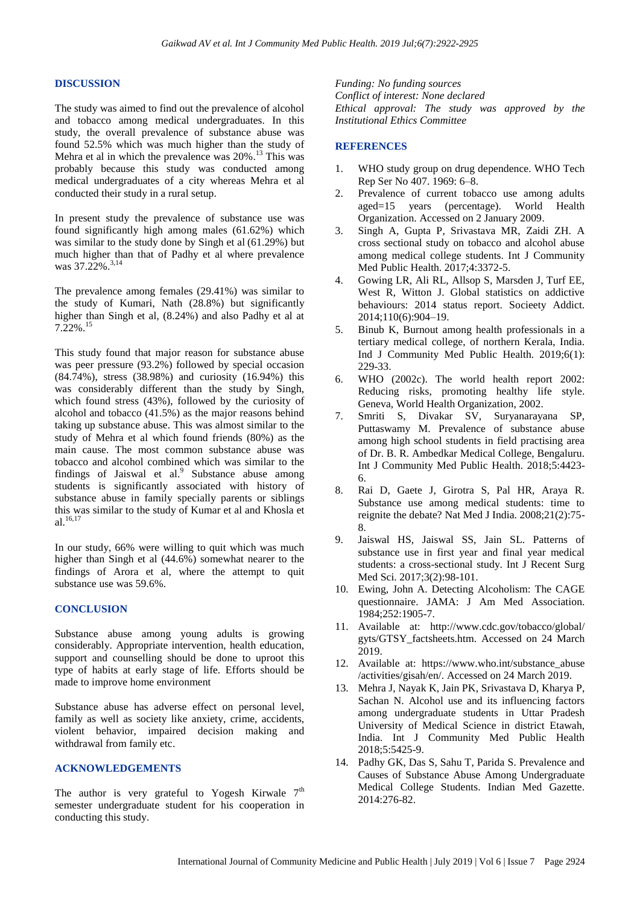## DISCUSSION

The study was aimed to find out the prevalence of alcohol and tobacco among medical undergraduates. In this study, the overall prevalence of substance abuse was found 52.5% which was much higher than the study of Mehra et al in which the prevalence was 20%.[13] This was probably because this study was conducted among medical undergraduates of a city whereas Mehra et al conducted their study in a rural setup.

In present study the prevalence of substance use was found significantly high among males (61.62%) which was similar to the study done by Singh et al (61.29%) but much higher than that of Padhy et al where prevalence was 37.22%.[3,14]

The prevalence among females (29.41%) was similar to the study of Kumari, Nath (28.8%) but significantly higher than Singh et al, (8.24%) and also Padhy et al at 7.22%.[15]

This study found that major reason for substance abuse was peer pressure (93.2%) followed by special occasion (84.74%), stress (38.98%) and curiosity (16.94%) this was considerably different than the study by Singh, which found stress (43%), followed by the curiosity of alcohol and tobacco (41.5%) as the major reasons behind taking up substance abuse. This was almost similar to the study of Mehra et al which found friends (80%) as the main cause. The most common substance abuse was tobacco and alcohol combined which was similar to the findings of Jaiswal et al.[9] Substance abuse among students is significantly associated with history of substance abuse in family specially parents or siblings this was similar to the study of Kumar et al and Khosla et al.[16,17]

In our study, 66% were willing to quit which was much higher than Singh et al (44.6%) somewhat nearer to the findings of Arora et al, where the attempt to quit substance use was 59.6%.

## CONCLUSION

Substance abuse among young adults is growing considerably. Appropriate intervention, health education, support and counselling should be done to uproot this type of habits at early stage of life. Efforts should be made to improve home environment

Substance abuse has adverse effect on personal level, family as well as society like anxiety, crime, accidents, violent behavior, impaired decision making and withdrawal from family etc.

## ACKNOWLEDGEMENTS

The author is very grateful to Yogesh Kirwale 7th semester undergraduate student for his cooperation in conducting this study.

*Funding: No funding sources*
*Conflict of interest: None declared*
*Ethical approval: The study was approved by the Institutional Ethics Committee*

## REFERENCES

1. WHO study group on drug dependence. WHO Tech Rep Ser No 407. 1969: 6–8.
2. Prevalence of current tobacco use among adults aged=15 years (percentage). World Health Organization. Accessed on 2 January 2009.
3. Singh A, Gupta P, Srivastava MR, Zaidi ZH. A cross sectional study on tobacco and alcohol abuse among medical college students. Int J Community Med Public Health. 2017;4:3372-5.
4. Gowing LR, Ali RL, Allsop S, Marsden J, Turf EE, West R, Witton J. Global statistics on addictive behaviours: 2014 status report. Socieety Addict. 2014;110(6):904–19.
5. Binub K, Burnout among health professionals in a tertiary medical college, of northern Kerala, India. Ind J Community Med Public Health. 2019;6(1): 229-33.
6. WHO (2002c). The world health report 2002: Reducing risks, promoting healthy life style. Geneva, World Health Organization, 2002.
7. Smriti S, Divakar SV, Suryanarayana SP, Puttaswamy M. Prevalence of substance abuse among high school students in field practising area of Dr. B. R. Ambedkar Medical College, Bengaluru. Int J Community Med Public Health. 2018;5:4423-6.
8. Rai D, Gaete J, Girotra S, Pal HR, Araya R. Substance use among medical students: time to reignite the debate? Nat Med J India. 2008;21(2):75-8.
9. Jaiswal HS, Jaiswal SS, Jain SL. Patterns of substance use in first year and final year medical students: a cross-sectional study. Int J Recent Surg Med Sci. 2017;3(2):98-101.
10. Ewing, John A. Detecting Alcoholism: The CAGE questionnaire. JAMA: J Am Med Association. 1984;252:1905-7.
11. Available at: http://www.cdc.gov/tobacco/global/gyts/GTSY_factsheets.htm. Accessed on 24 March 2019.
12. Available at: https://www.who.int/substance_abuse/activities/gisah/en/. Accessed on 24 March 2019.
13. Mehra J, Nayak K, Jain PK, Srivastava D, Kharya P, Sachan N. Alcohol use and its influencing factors among undergraduate students in Uttar Pradesh University of Medical Science in district Etawah, India. Int J Community Med Public Health 2018;5:5425-9.
14. Padhy GK, Das S, Sahu T, Parida S. Prevalence and Causes of Substance Abuse Among Undergraduate Medical College Students. Indian Med Gazette. 2014:276-82.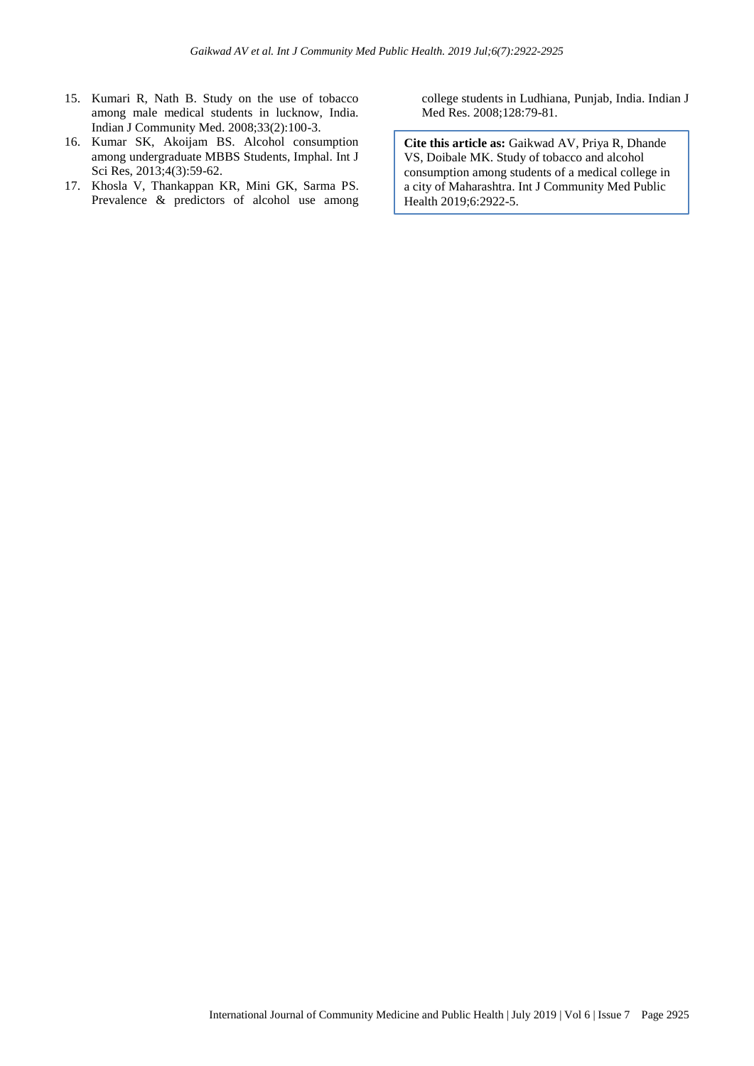15. Kumari R, Nath B. Study on the use of tobacco among male medical students in lucknow, India. Indian J Community Med. 2008;33(2):100-3.
16. Kumar SK, Akoijam BS. Alcohol consumption among undergraduate MBBS Students, Imphal. Int J Sci Res, 2013;4(3):59-62.
17. Khosla V, Thankappan KR, Mini GK, Sarma PS. Prevalence & predictors of alcohol use among college students in Ludhiana, Punjab, India. Indian J Med Res. 2008;128:79-81.

**Cite this article as:** Gaikwad AV, Priya R, Dhande VS, Doibale MK. Study of tobacco and alcohol consumption among students of a medical college in a city of Maharashtra. Int J Community Med Public Health 2019;6:2922-5.